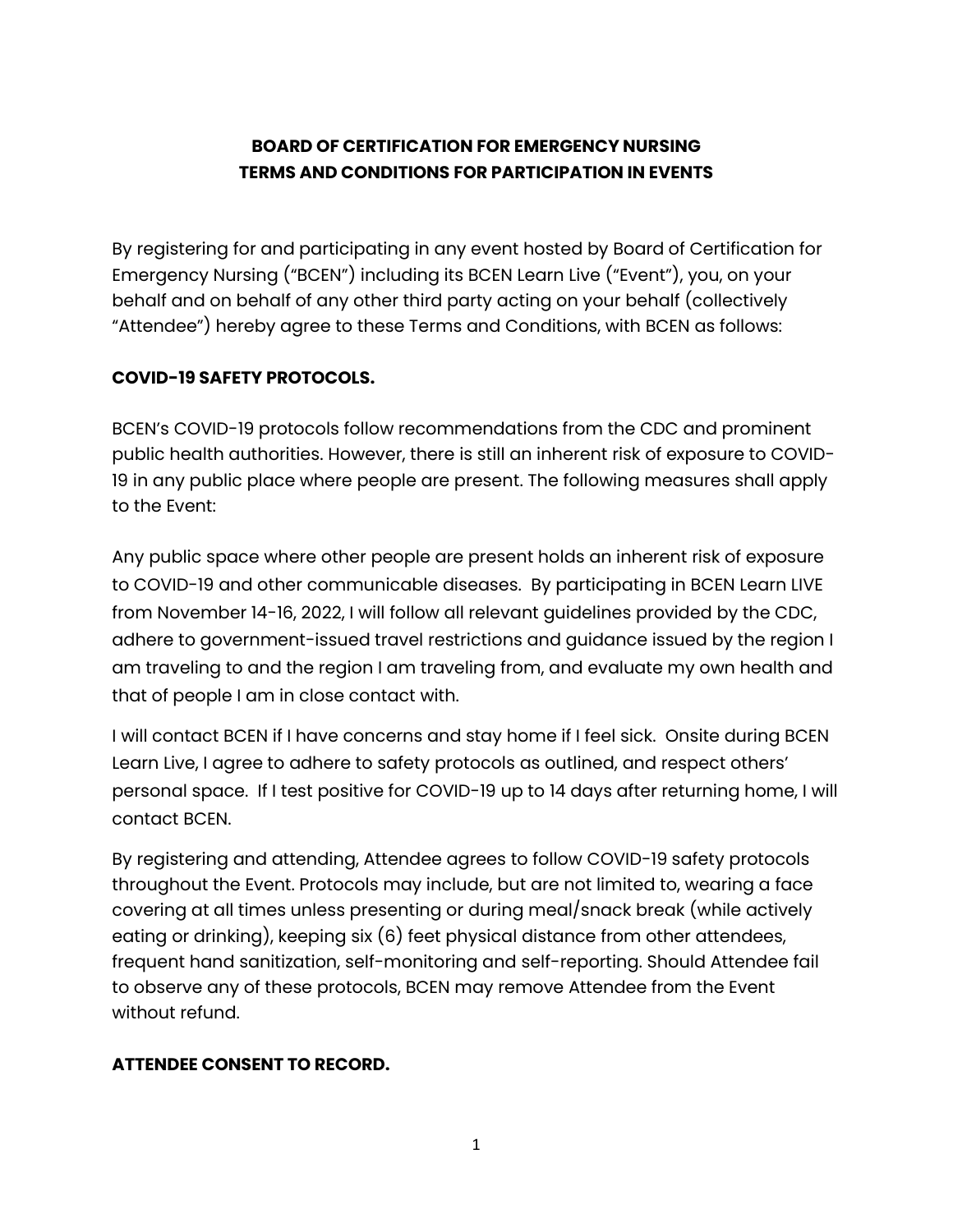**BOARD OF CERTIFICATION FOR EMERGENCY NURSING**
**TERMS AND CONDITIONS FOR PARTICIPATION IN EVENTS**

By registering for and participating in any event hosted by Board of Certification for Emergency Nursing ("BCEN") including its BCEN Learn Live ("Event"), you, on your behalf and on behalf of any other third party acting on your behalf (collectively "Attendee") hereby agree to these Terms and Conditions, with BCEN as follows:

**COVID-19 SAFETY PROTOCOLS.**

BCEN's COVID-19 protocols follow recommendations from the CDC and prominent public health authorities. However, there is still an inherent risk of exposure to COVID-19 in any public place where people are present. The following measures shall apply to the Event:

Any public space where other people are present holds an inherent risk of exposure to COVID-19 and other communicable diseases. By participating in BCEN Learn LIVE from November 14-16, 2022, I will follow all relevant guidelines provided by the CDC, adhere to government-issued travel restrictions and guidance issued by the region I am traveling to and the region I am traveling from, and evaluate my own health and that of people I am in close contact with.

I will contact BCEN if I have concerns and stay home if I feel sick. Onsite during BCEN Learn Live, I agree to adhere to safety protocols as outlined, and respect others' personal space. If I test positive for COVID-19 up to 14 days after returning home, I will contact BCEN.

By registering and attending, Attendee agrees to follow COVID-19 safety protocols throughout the Event. Protocols may include, but are not limited to, wearing a face covering at all times unless presenting or during meal/snack break (while actively eating or drinking), keeping six (6) feet physical distance from other attendees, frequent hand sanitization, self-monitoring and self-reporting. Should Attendee fail to observe any of these protocols, BCEN may remove Attendee from the Event without refund.

**ATTENDEE CONSENT TO RECORD.**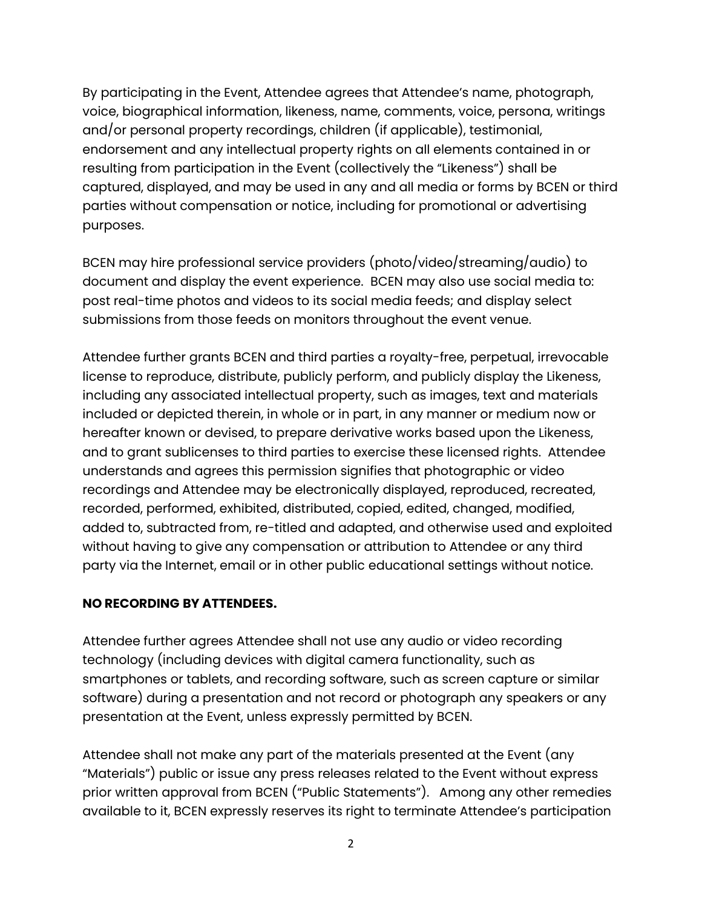By participating in the Event, Attendee agrees that Attendee's name, photograph, voice, biographical information, likeness, name, comments, voice, persona, writings and/or personal property recordings, children (if applicable), testimonial, endorsement and any intellectual property rights on all elements contained in or resulting from participation in the Event (collectively the "Likeness") shall be captured, displayed, and may be used in any and all media or forms by BCEN or third parties without compensation or notice, including for promotional or advertising purposes.

BCEN may hire professional service providers (photo/video/streaming/audio) to document and display the event experience. BCEN may also use social media to: post real-time photos and videos to its social media feeds; and display select submissions from those feeds on monitors throughout the event venue.

Attendee further grants BCEN and third parties a royalty-free, perpetual, irrevocable license to reproduce, distribute, publicly perform, and publicly display the Likeness, including any associated intellectual property, such as images, text and materials included or depicted therein, in whole or in part, in any manner or medium now or hereafter known or devised, to prepare derivative works based upon the Likeness, and to grant sublicenses to third parties to exercise these licensed rights. Attendee understands and agrees this permission signifies that photographic or video recordings and Attendee may be electronically displayed, reproduced, recreated, recorded, performed, exhibited, distributed, copied, edited, changed, modified, added to, subtracted from, re-titled and adapted, and otherwise used and exploited without having to give any compensation or attribution to Attendee or any third party via the Internet, email or in other public educational settings without notice.

**NO RECORDING BY ATTENDEES.**

Attendee further agrees Attendee shall not use any audio or video recording technology (including devices with digital camera functionality, such as smartphones or tablets, and recording software, such as screen capture or similar software) during a presentation and not record or photograph any speakers or any presentation at the Event, unless expressly permitted by BCEN.

Attendee shall not make any part of the materials presented at the Event (any "Materials") public or issue any press releases related to the Event without express prior written approval from BCEN ("Public Statements"). Among any other remedies available to it, BCEN expressly reserves its right to terminate Attendee's participation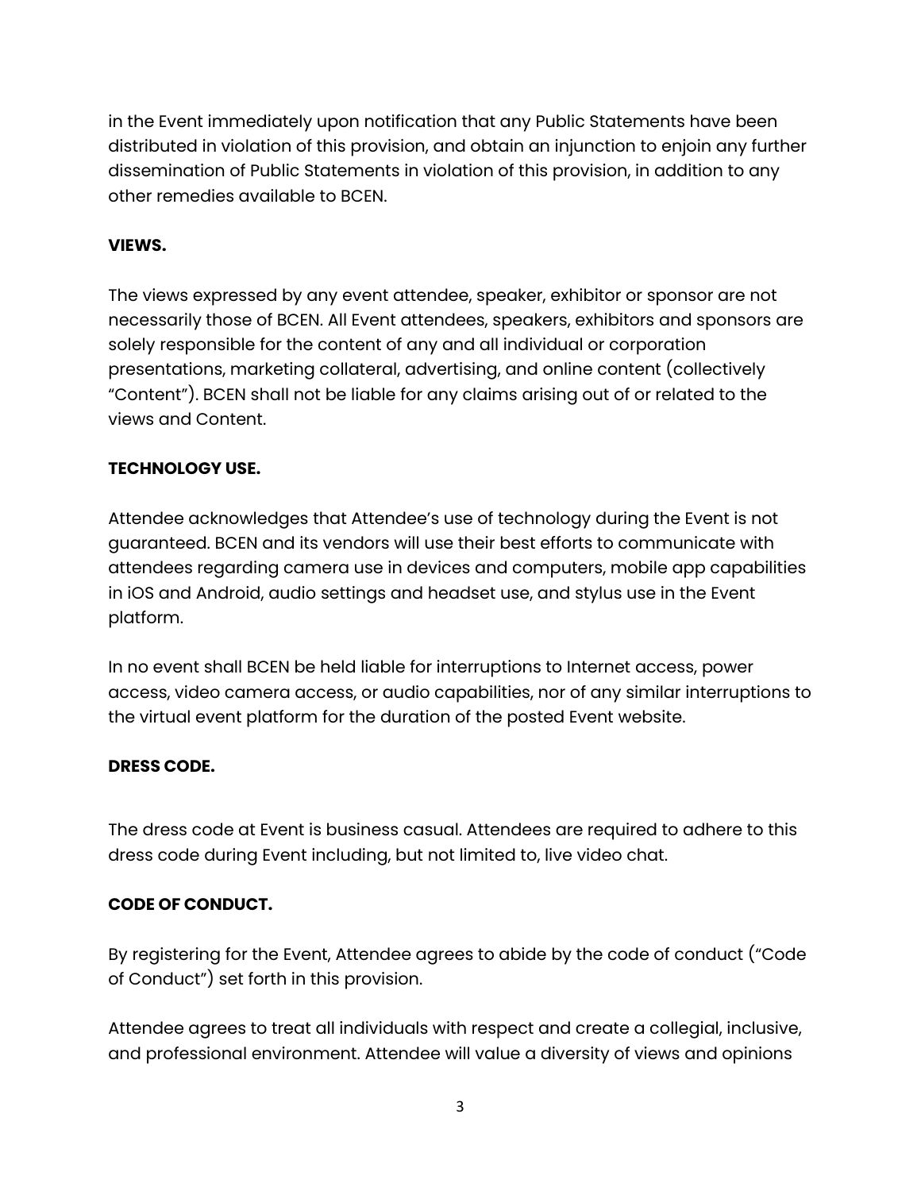in the Event immediately upon notification that any Public Statements have been distributed in violation of this provision, and obtain an injunction to enjoin any further dissemination of Public Statements in violation of this provision, in addition to any other remedies available to BCEN.

**VIEWS.**

The views expressed by any event attendee, speaker, exhibitor or sponsor are not necessarily those of BCEN. All Event attendees, speakers, exhibitors and sponsors are solely responsible for the content of any and all individual or corporation presentations, marketing collateral, advertising, and online content (collectively "Content"). BCEN shall not be liable for any claims arising out of or related to the views and Content.

**TECHNOLOGY USE.**

Attendee acknowledges that Attendee's use of technology during the Event is not guaranteed. BCEN and its vendors will use their best efforts to communicate with attendees regarding camera use in devices and computers, mobile app capabilities in iOS and Android, audio settings and headset use, and stylus use in the Event platform.

In no event shall BCEN be held liable for interruptions to Internet access, power access, video camera access, or audio capabilities, nor of any similar interruptions to the virtual event platform for the duration of the posted Event website.

**DRESS CODE.**

The dress code at Event is business casual. Attendees are required to adhere to this dress code during Event including, but not limited to, live video chat.

**CODE OF CONDUCT.**

By registering for the Event, Attendee agrees to abide by the code of conduct ("Code of Conduct") set forth in this provision.

Attendee agrees to treat all individuals with respect and create a collegial, inclusive, and professional environment. Attendee will value a diversity of views and opinions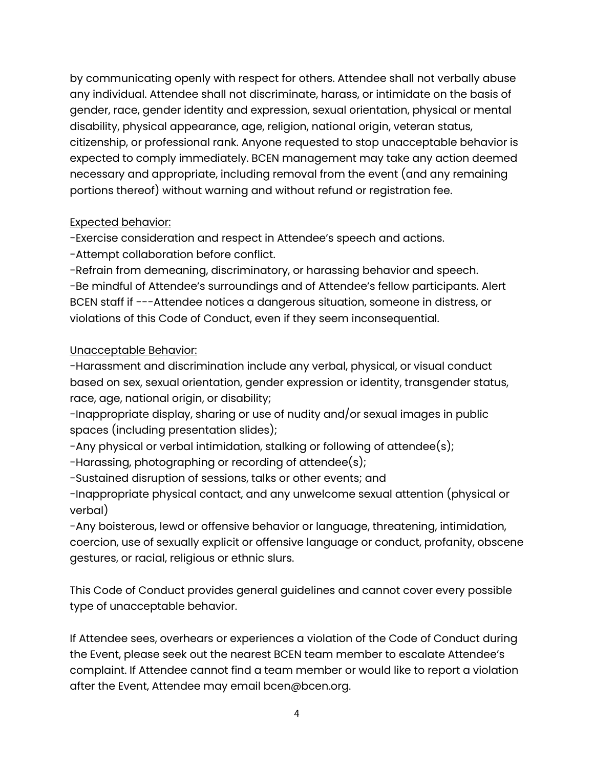by communicating openly with respect for others. Attendee shall not verbally abuse any individual. Attendee shall not discriminate, harass, or intimidate on the basis of gender, race, gender identity and expression, sexual orientation, physical or mental disability, physical appearance, age, religion, national origin, veteran status, citizenship, or professional rank. Anyone requested to stop unacceptable behavior is expected to comply immediately. BCEN management may take any action deemed necessary and appropriate, including removal from the event (and any remaining portions thereof) without warning and without refund or registration fee.

<u>Expected behavior:</u>

-Exercise consideration and respect in Attendee's speech and actions.
-Attempt collaboration before conflict.
-Refrain from demeaning, discriminatory, or harassing behavior and speech.
-Be mindful of Attendee's surroundings and of Attendee's fellow participants. Alert BCEN staff if ---Attendee notices a dangerous situation, someone in distress, or violations of this Code of Conduct, even if they seem inconsequential.

<u>Unacceptable Behavior:</u>

-Harassment and discrimination include any verbal, physical, or visual conduct based on sex, sexual orientation, gender expression or identity, transgender status, race, age, national origin, or disability;
-Inappropriate display, sharing or use of nudity and/or sexual images in public spaces (including presentation slides);
-Any physical or verbal intimidation, stalking or following of attendee(s);
-Harassing, photographing or recording of attendee(s);
-Sustained disruption of sessions, talks or other events; and
-Inappropriate physical contact, and any unwelcome sexual attention (physical or verbal)
-Any boisterous, lewd or offensive behavior or language, threatening, intimidation, coercion, use of sexually explicit or offensive language or conduct, profanity, obscene gestures, or racial, religious or ethnic slurs.

This Code of Conduct provides general guidelines and cannot cover every possible type of unacceptable behavior.

If Attendee sees, overhears or experiences a violation of the Code of Conduct during the Event, please seek out the nearest BCEN team member to escalate Attendee's complaint. If Attendee cannot find a team member or would like to report a violation after the Event, Attendee may email bcen@bcen.org.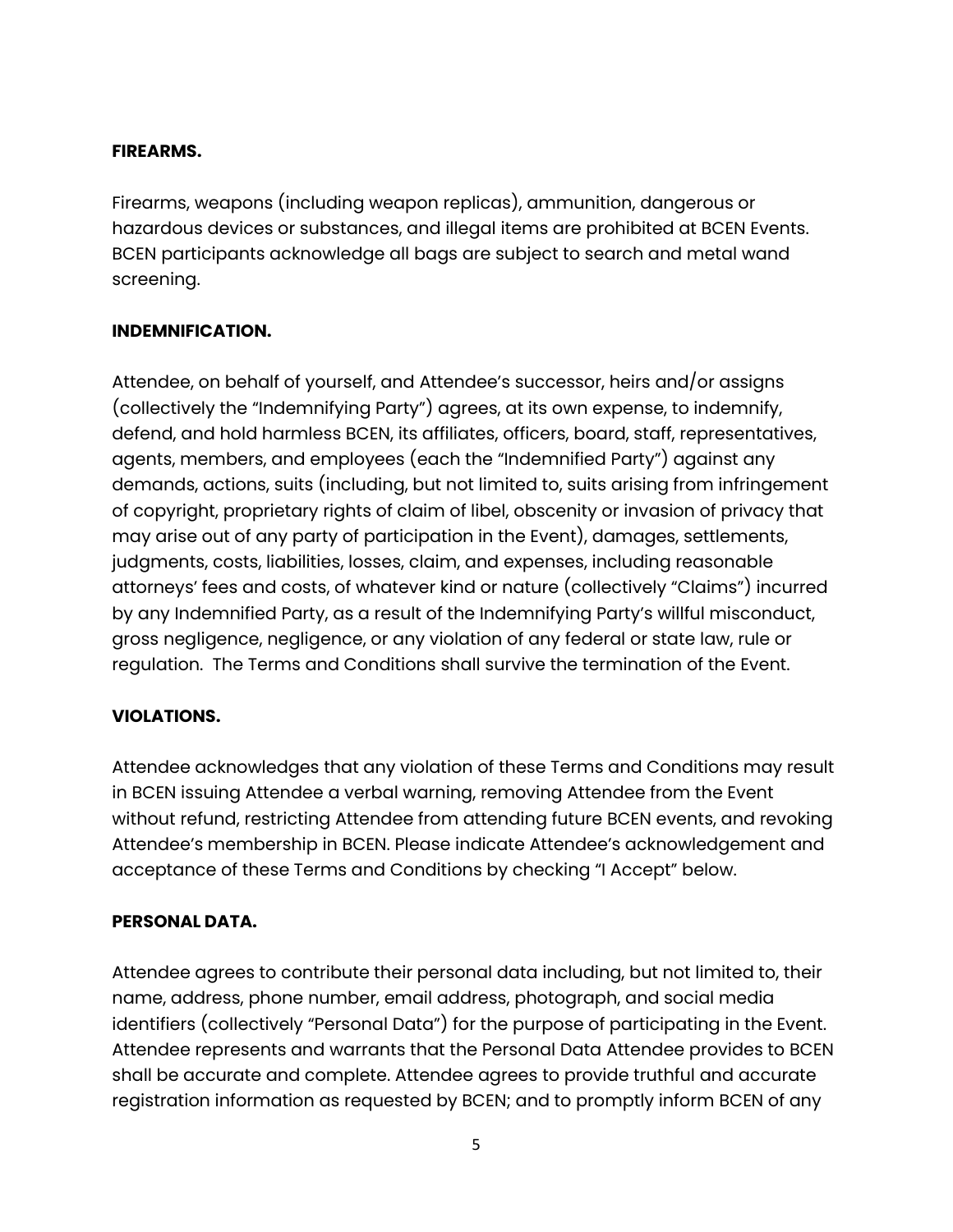**FIREARMS.**

Firearms, weapons (including weapon replicas), ammunition, dangerous or hazardous devices or substances, and illegal items are prohibited at BCEN Events. BCEN participants acknowledge all bags are subject to search and metal wand screening.

**INDEMNIFICATION.**

Attendee, on behalf of yourself, and Attendee's successor, heirs and/or assigns (collectively the "Indemnifying Party") agrees, at its own expense, to indemnify, defend, and hold harmless BCEN, its affiliates, officers, board, staff, representatives, agents, members, and employees (each the "Indemnified Party") against any demands, actions, suits (including, but not limited to, suits arising from infringement of copyright, proprietary rights of claim of libel, obscenity or invasion of privacy that may arise out of any party of participation in the Event), damages, settlements, judgments, costs, liabilities, losses, claim, and expenses, including reasonable attorneys' fees and costs, of whatever kind or nature (collectively "Claims") incurred by any Indemnified Party, as a result of the Indemnifying Party's willful misconduct, gross negligence, negligence, or any violation of any federal or state law, rule or regulation. The Terms and Conditions shall survive the termination of the Event.

**VIOLATIONS.**

Attendee acknowledges that any violation of these Terms and Conditions may result in BCEN issuing Attendee a verbal warning, removing Attendee from the Event without refund, restricting Attendee from attending future BCEN events, and revoking Attendee's membership in BCEN. Please indicate Attendee's acknowledgement and acceptance of these Terms and Conditions by checking "I Accept" below.

**PERSONAL DATA.**

Attendee agrees to contribute their personal data including, but not limited to, their name, address, phone number, email address, photograph, and social media identifiers (collectively "Personal Data") for the purpose of participating in the Event. Attendee represents and warrants that the Personal Data Attendee provides to BCEN shall be accurate and complete. Attendee agrees to provide truthful and accurate registration information as requested by BCEN; and to promptly inform BCEN of any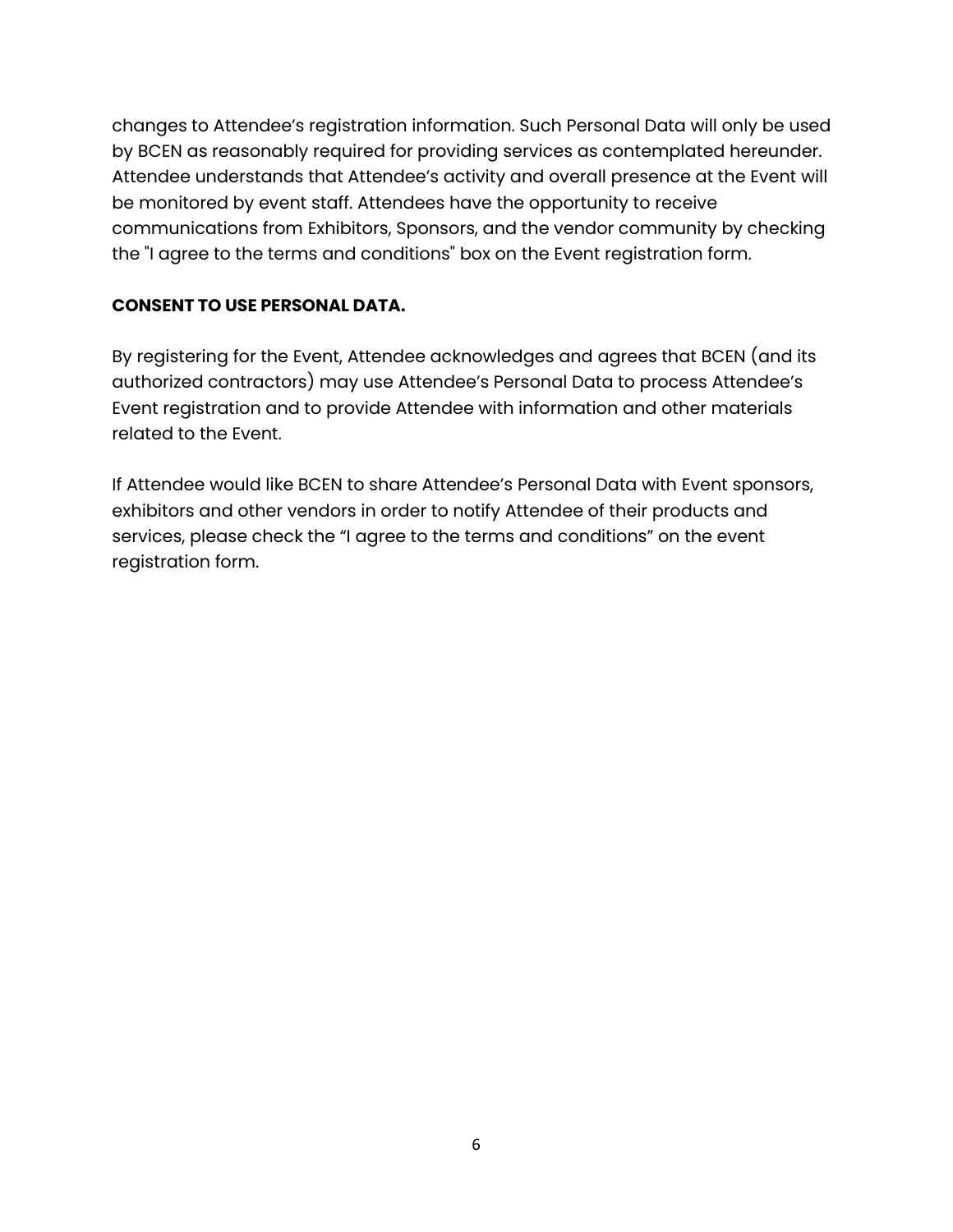changes to Attendee's registration information. Such Personal Data will only be used by BCEN as reasonably required for providing services as contemplated hereunder. Attendee understands that Attendee's activity and overall presence at the Event will be monitored by event staff. Attendees have the opportunity to receive communications from Exhibitors, Sponsors, and the vendor community by checking the "I agree to the terms and conditions" box on the Event registration form.

**CONSENT TO USE PERSONAL DATA.**

By registering for the Event, Attendee acknowledges and agrees that BCEN (and its authorized contractors) may use Attendee's Personal Data to process Attendee's Event registration and to provide Attendee with information and other materials related to the Event.

If Attendee would like BCEN to share Attendee's Personal Data with Event sponsors, exhibitors and other vendors in order to notify Attendee of their products and services, please check the "I agree to the terms and conditions" on the event registration form.